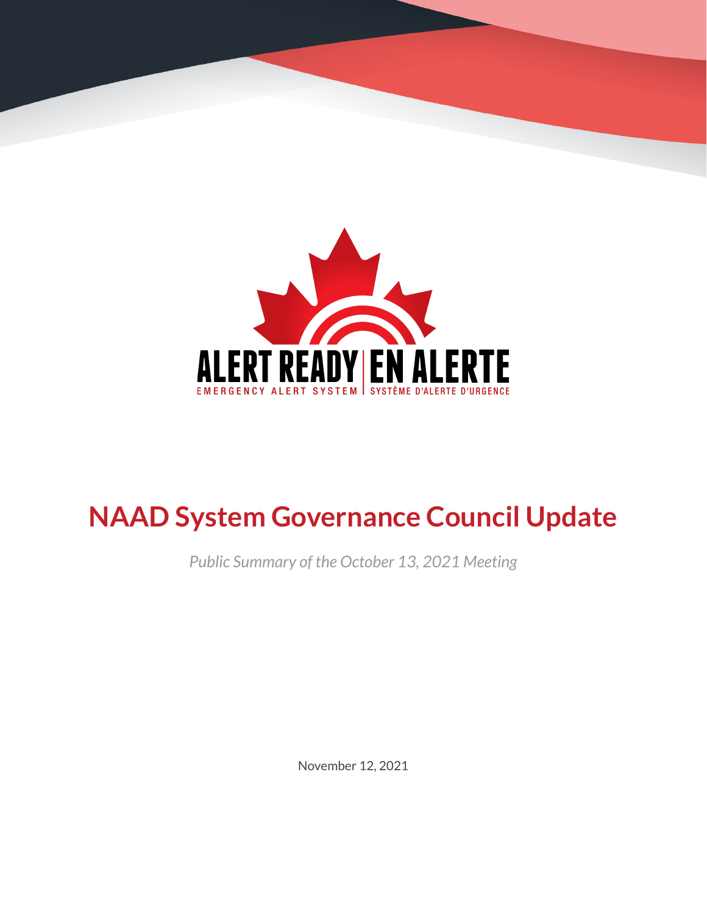ALERT READY | EN ALERTE

EMERGENCY ALERT SYSTEM | SYSTÈME D'ALERTE D'URGENCE

# NAAD System Governance Council Update

*Public Summary of the October 13, 2021 Meeting*

November 12, 2021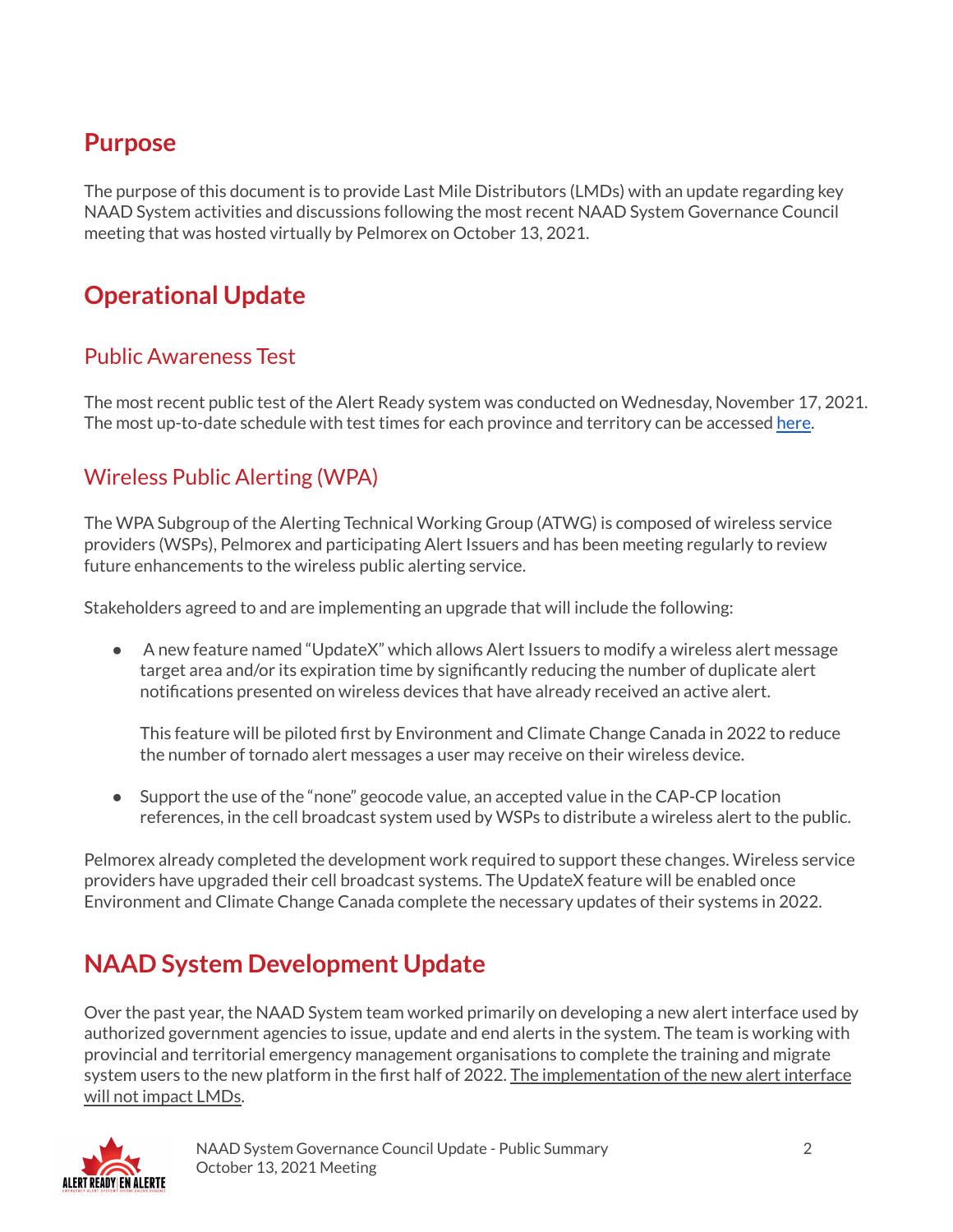## Purpose

The purpose of this document is to provide Last Mile Distributors (LMDs) with an update regarding key NAAD System activities and discussions following the most recent NAAD System Governance Council meeting that was hosted virtually by Pelmorex on October 13, 2021.

## Operational Update

### Public Awareness Test

The most recent public test of the Alert Ready system was conducted on Wednesday, November 17, 2021. The most up-to-date schedule with test times for each province and territory can be accessed here.

### Wireless Public Alerting (WPA)

The WPA Subgroup of the Alerting Technical Working Group (ATWG) is composed of wireless service providers (WSPs), Pelmorex and participating Alert Issuers and has been meeting regularly to review future enhancements to the wireless public alerting service.

Stakeholders agreed to and are implementing an upgrade that will include the following:

- A new feature named "UpdateX" which allows Alert Issuers to modify a wireless alert message target area and/or its expiration time by significantly reducing the number of duplicate alert notifications presented on wireless devices that have already received an active alert.

  This feature will be piloted first by Environment and Climate Change Canada in 2022 to reduce the number of tornado alert messages a user may receive on their wireless device.

- Support the use of the "none" geocode value, an accepted value in the CAP-CP location references, in the cell broadcast system used by WSPs to distribute a wireless alert to the public.

Pelmorex already completed the development work required to support these changes. Wireless service providers have upgraded their cell broadcast systems. The UpdateX feature will be enabled once Environment and Climate Change Canada complete the necessary updates of their systems in 2022.

## NAAD System Development Update

Over the past year, the NAAD System team worked primarily on developing a new alert interface used by authorized government agencies to issue, update and end alerts in the system. The team is working with provincial and territorial emergency management organisations to complete the training and migrate system users to the new platform in the first half of 2022. The implementation of the new alert interface will not impact LMDs.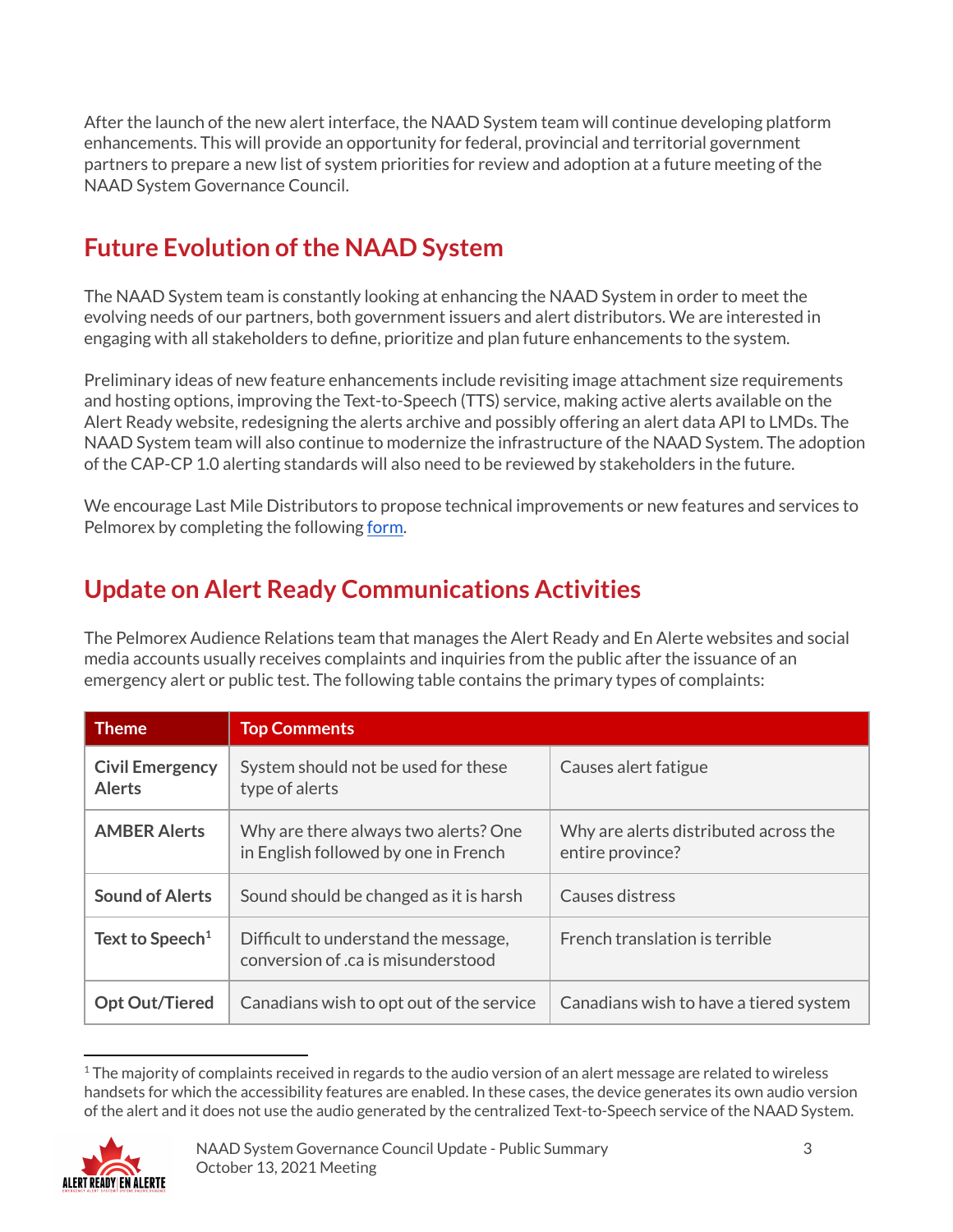After the launch of the new alert interface, the NAAD System team will continue developing platform enhancements. This will provide an opportunity for federal, provincial and territorial government partners to prepare a new list of system priorities for review and adoption at a future meeting of the NAAD System Governance Council.

## Future Evolution of the NAAD System

The NAAD System team is constantly looking at enhancing the NAAD System in order to meet the evolving needs of our partners, both government issuers and alert distributors. We are interested in engaging with all stakeholders to define, prioritize and plan future enhancements to the system.

Preliminary ideas of new feature enhancements include revisiting image attachment size requirements and hosting options, improving the Text-to-Speech (TTS) service, making active alerts available on the Alert Ready website, redesigning the alerts archive and possibly offering an alert data API to LMDs. The NAAD System team will also continue to modernize the infrastructure of the NAAD System. The adoption of the CAP-CP 1.0 alerting standards will also need to be reviewed by stakeholders in the future.

We encourage Last Mile Distributors to propose technical improvements or new features and services to Pelmorex by completing the following form.

## Update on Alert Ready Communications Activities

The Pelmorex Audience Relations team that manages the Alert Ready and En Alerte websites and social media accounts usually receives complaints and inquiries from the public after the issuance of an emergency alert or public test. The following table contains the primary types of complaints:

| Theme | Top Comments | |
|---|---|---|
| **Civil Emergency Alerts** | System should not be used for these type of alerts | Causes alert fatigue |
| **AMBER Alerts** | Why are there always two alerts? One in English followed by one in French | Why are alerts distributed across the entire province? |
| **Sound of Alerts** | Sound should be changed as it is harsh | Causes distress |
| **Text to Speech**[1] | Difficult to understand the message, conversion of .ca is misunderstood | French translation is terrible |
| **Opt Out/Tiered** | Canadians wish to opt out of the service | Canadians wish to have a tiered system |

[1] The majority of complaints received in regards to the audio version of an alert message are related to wireless handsets for which the accessibility features are enabled. In these cases, the device generates its own audio version of the alert and it does not use the audio generated by the centralized Text-to-Speech service of the NAAD System.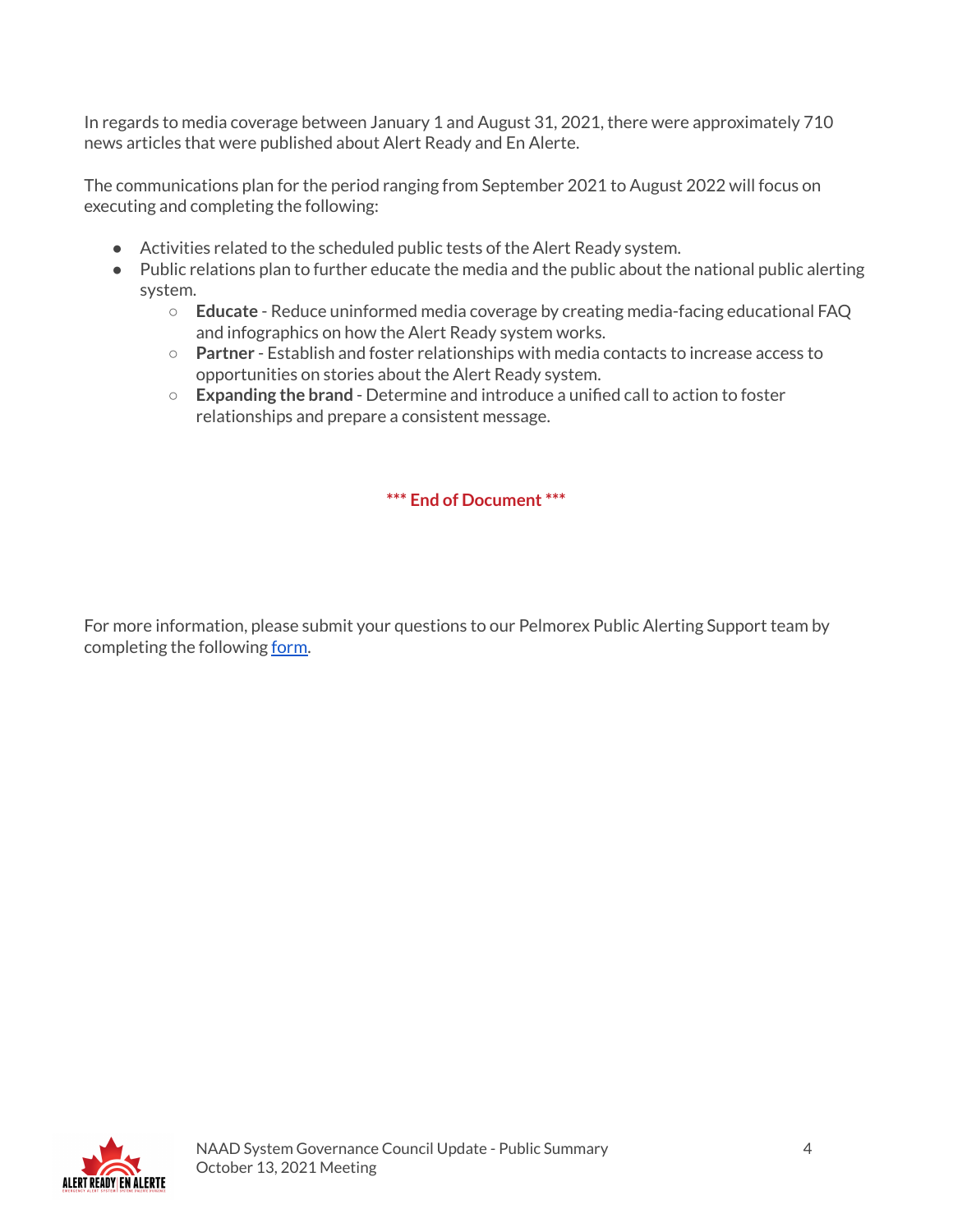In regards to media coverage between January 1 and August 31, 2021, there were approximately 710 news articles that were published about Alert Ready and En Alerte.

The communications plan for the period ranging from September 2021 to August 2022 will focus on executing and completing the following:

- Activities related to the scheduled public tests of the Alert Ready system.
- Public relations plan to further educate the media and the public about the national public alerting system.
  - **Educate** - Reduce uninformed media coverage by creating media-facing educational FAQ and infographics on how the Alert Ready system works.
  - **Partner** - Establish and foster relationships with media contacts to increase access to opportunities on stories about the Alert Ready system.
  - **Expanding the brand** - Determine and introduce a unified call to action to foster relationships and prepare a consistent message.

**\*\*\* End of Document \*\*\***

For more information, please submit your questions to our Pelmorex Public Alerting Support team by completing the following form.